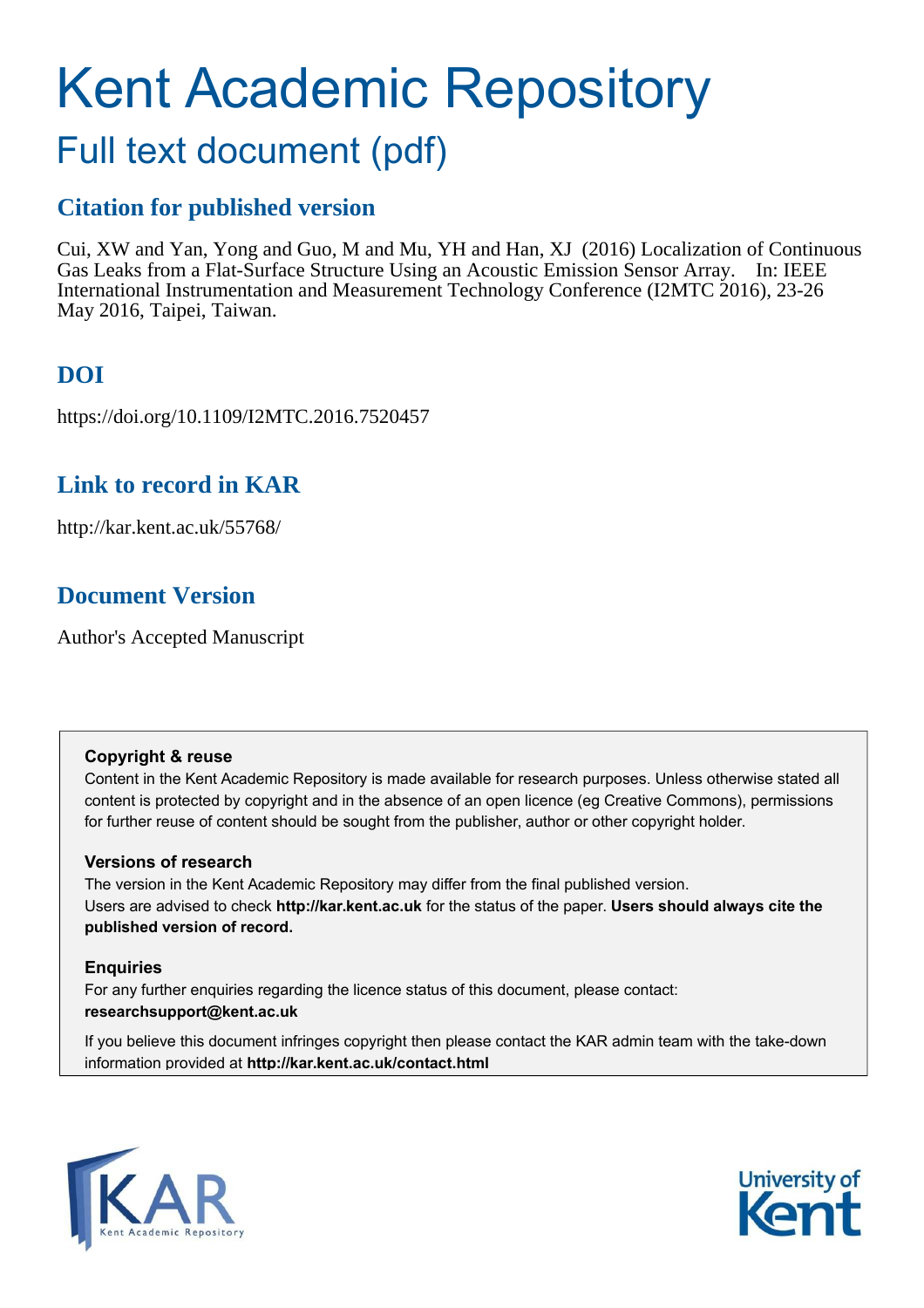# Kent Academic Repository

## Full text document (pdf)

### Citation for published version

Cui, XW and Yan, Yong and Guo, M and Mu, YH and Han, XJ (2016) Localization of Continuous Gas Leaks from a Flat-Surface Structure Using an Acoustic Emission Sensor Array. In: IEEE International Instrumentation and Measurement Technology Conference (I2MTC 2016), 23-26 May 2016, Taipei, Taiwan.

### DOI

https://doi.org/10.1109/I2MTC.2016.7520457

### Link to record in KAR

http://kar.kent.ac.uk/55768/

### Document Version

Author's Accepted Manuscript

**Copyright & reuse**

Content in the Kent Academic Repository is made available for research purposes. Unless otherwise stated all content is protected by copyright and in the absence of an open licence (eg Creative Commons), permissions for further reuse of content should be sought from the publisher, author or other copyright holder.

**Versions of research**

The version in the Kent Academic Repository may differ from the final published version. Users are advised to check **http://kar.kent.ac.uk** for the status of the paper. **Users should always cite the published version of record.**

**Enquiries**

For any further enquiries regarding the licence status of this document, please contact: **researchsupport@kent.ac.uk**

If you believe this document infringes copyright then please contact the KAR admin team with the take-down information provided at **http://kar.kent.ac.uk/contact.html**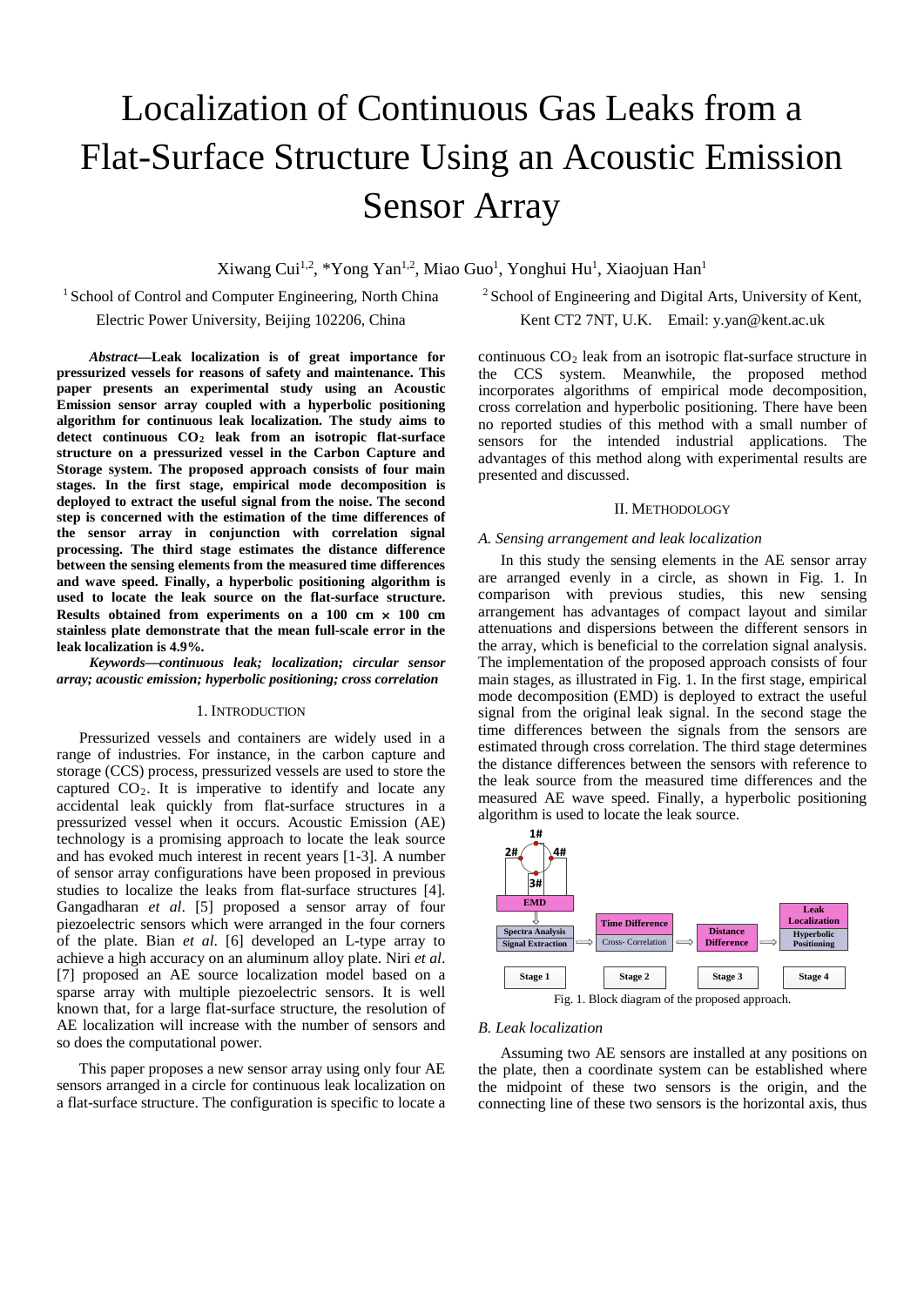# Localization of Continuous Gas Leaks from a Flat-Surface Structure Using an Acoustic Emission Sensor Array

Xiwang Cui[1,2], *Yong Yan[1,2], Miao Guo[1], Yonghui Hu[1], Xiaojuan Han[1]

[1] School of Control and Computer Engineering, North China Electric Power University, Beijing 102206, China

[2] School of Engineering and Digital Arts, University of Kent, Kent CT2 7NT, U.K.  Email: y.yan@kent.ac.uk

***Abstract*—Leak localization is of great importance for pressurized vessels for reasons of safety and maintenance. This paper presents an experimental study using an Acoustic Emission sensor array coupled with a hyperbolic positioning algorithm for continuous leak localization. The study aims to detect continuous $CO_2$ leak from an isotropic flat-surface structure on a pressurized vessel in the Carbon Capture and Storage system. The proposed approach consists of four main stages. In the first stage, empirical mode decomposition is deployed to extract the useful signal from the noise. The second step is concerned with the estimation of the time differences of the sensor array in conjunction with correlation signal processing. The third stage estimates the distance difference between the sensing elements from the measured time differences and wave speed. Finally, a hyperbolic positioning algorithm is used to locate the leak source on the flat-surface structure. Results obtained from experiments on a 100 cm × 100 cm stainless plate demonstrate that the mean full-scale error in the leak localization is 4.9%.**

***Keywords—continuous leak; localization; circular sensor array; acoustic emission; hyperbolic positioning; cross correlation***

## 1. Introduction

Pressurized vessels and containers are widely used in a range of industries. For instance, in the carbon capture and storage (CCS) process, pressurized vessels are used to store the captured $CO_2$. It is imperative to identify and locate any accidental leak quickly from flat-surface structures in a pressurized vessel when it occurs. Acoustic Emission (AE) technology is a promising approach to locate the leak source and has evoked much interest in recent years [1-3]. A number of sensor array configurations have been proposed in previous studies to localize the leaks from flat-surface structures [4]. Gangadharan *et al*. [5] proposed a sensor array of four piezoelectric sensors which were arranged in the four corners of the plate. Bian *et al*. [6] developed an L-type array to achieve a high accuracy on an aluminum alloy plate. Niri *et al*. [7] proposed an AE source localization model based on a sparse array with multiple piezoelectric sensors. It is well known that, for a large flat-surface structure, the resolution of AE localization will increase with the number of sensors and so does the computational power.

This paper proposes a new sensor array using only four AE sensors arranged in a circle for continuous leak localization on a flat-surface structure. The configuration is specific to locate a continuous $CO_2$ leak from an isotropic flat-surface structure in the CCS system. Meanwhile, the proposed method incorporates algorithms of empirical mode decomposition, cross correlation and hyperbolic positioning. There have been no reported studies of this method with a small number of sensors for the intended industrial applications. The advantages of this method along with experimental results are presented and discussed.

## II. Methodology

### *A. Sensing arrangement and leak localization*

In this study the sensing elements in the AE sensor array are arranged evenly in a circle, as shown in Fig. 1. In comparison with previous studies, this new sensing arrangement has advantages of compact layout and similar attenuations and dispersions between the different sensors in the array, which is beneficial to the correlation signal analysis. The implementation of the proposed approach consists of four main stages, as illustrated in Fig. 1. In the first stage, empirical mode decomposition (EMD) is deployed to extract the useful signal from the original leak signal. In the second stage the time differences between the signals from the sensors are estimated through cross correlation. The third stage determines the distance differences between the sensors with reference to the leak source from the measured time differences and the measured AE wave speed. Finally, a hyperbolic positioning algorithm is used to locate the leak source.

Fig. 1. Block diagram of the proposed approach.

### *B. Leak localization*

Assuming two AE sensors are installed at any positions on the plate, then a coordinate system can be established where the midpoint of these two sensors is the origin, and the connecting line of these two sensors is the horizontal axis, thus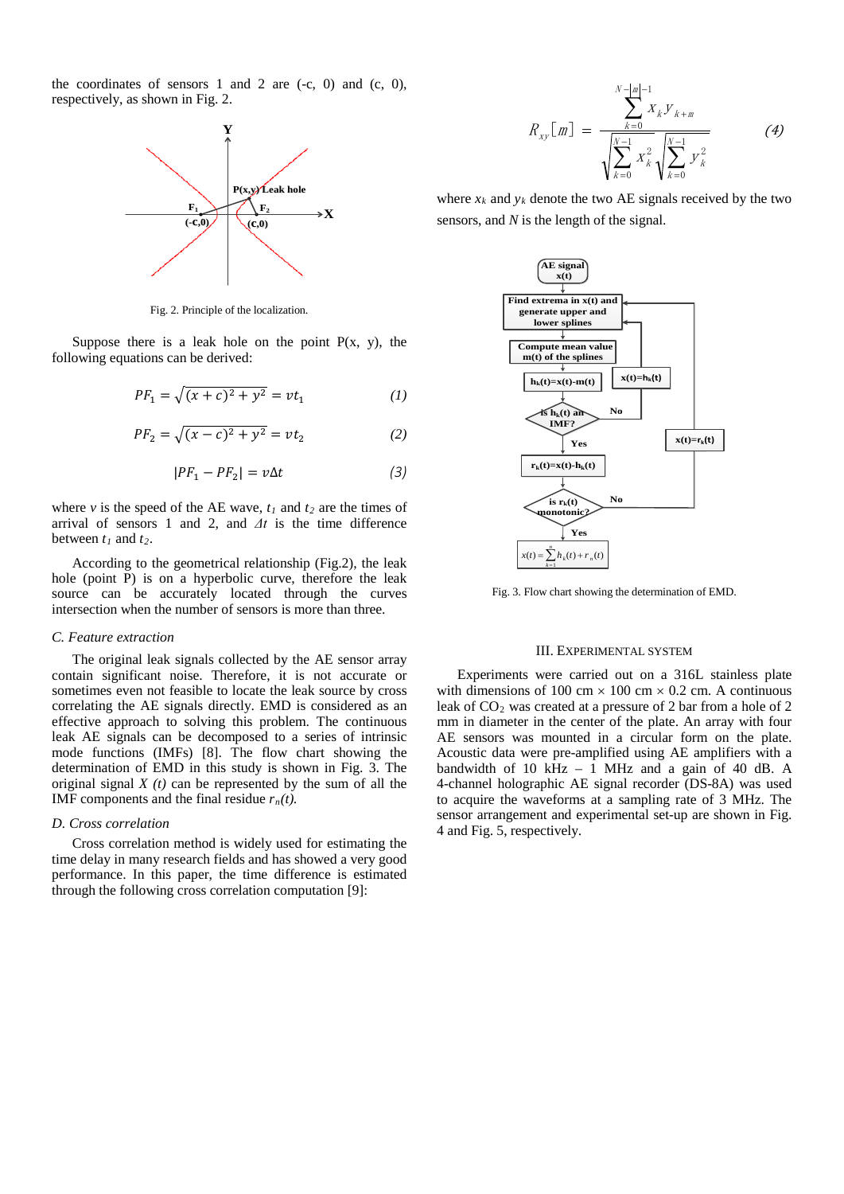the coordinates of sensors 1 and 2 are (-c, 0) and (c, 0), respectively, as shown in Fig. 2.

Fig. 2. Principle of the localization.

Suppose there is a leak hole on the point P(x, y), the following equations can be derived:

$$PF_1 = \sqrt{(x+c)^2 + y^2} = vt_1 \tag{1}$$

$$PF_2 = \sqrt{(x-c)^2 + y^2} = vt_2 \tag{2}$$

$$|PF_1 - PF_2| = v\Delta t \tag{3}$$

where $v$ is the speed of the AE wave, $t_1$ and $t_2$ are the times of arrival of sensors 1 and 2, and $\Delta t$ is the time difference between $t_1$ and $t_2$.

According to the geometrical relationship (Fig.2), the leak hole (point P) is on a hyperbolic curve, therefore the leak source can be accurately located through the curves intersection when the number of sensors is more than three.

### *C. Feature extraction*

The original leak signals collected by the AE sensor array contain significant noise. Therefore, it is not accurate or sometimes even not feasible to locate the leak source by cross correlating the AE signals directly. EMD is considered as an effective approach to solving this problem. The continuous leak AE signals can be decomposed to a series of intrinsic mode functions (IMFs) [8]. The flow chart showing the determination of EMD in this study is shown in Fig. 3. The original signal $X(t)$ can be represented by the sum of all the IMF components and the final residue $r_n(t)$.

### *D. Cross correlation*

Cross correlation method is widely used for estimating the time delay in many research fields and has showed a very good performance. In this paper, the time difference is estimated through the following cross correlation computation [9]:

$$R_{xy}[m] = \frac{\sum_{k=0}^{N-|m|-1} x_k y_{k+m}}{\sqrt{\sum_{k=0}^{N-1} x_k^2}\sqrt{\sum_{k=0}^{N-1} y_k^2}} \tag{4}$$

where $x_k$ and $y_k$ denote the two AE signals received by the two sensors, and $N$ is the length of the signal.

Fig. 3. Flow chart showing the determination of EMD.

## III. EXPERIMENTAL SYSTEM

Experiments were carried out on a 316L stainless plate with dimensions of 100 cm × 100 cm × 0.2 cm. A continuous leak of $CO_2$ was created at a pressure of 2 bar from a hole of 2 mm in diameter in the center of the plate. An array with four AE sensors was mounted in a circular form on the plate. Acoustic data were pre-amplified using AE amplifiers with a bandwidth of 10 kHz – 1 MHz and a gain of 40 dB. A 4-channel holographic AE signal recorder (DS-8A) was used to acquire the waveforms at a sampling rate of 3 MHz. The sensor arrangement and experimental set-up are shown in Fig. 4 and Fig. 5, respectively.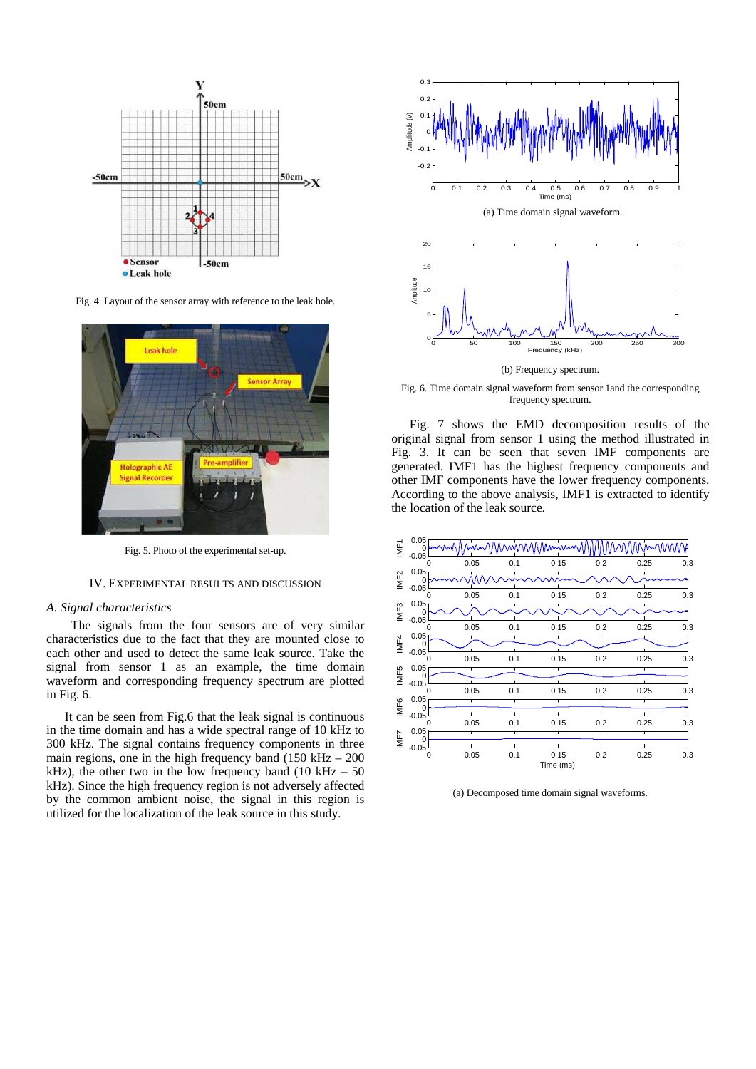Fig. 4. Layout of the sensor array with reference to the leak hole.

Fig. 5. Photo of the experimental set-up.

## IV. EXPERIMENTAL RESULTS AND DISCUSSION

### *A. Signal characteristics*

The signals from the four sensors are of very similar characteristics due to the fact that they are mounted close to each other and used to detect the same leak source. Take the signal from sensor 1 as an example, the time domain waveform and corresponding frequency spectrum are plotted in Fig. 6.

It can be seen from Fig.6 that the leak signal is continuous in the time domain and has a wide spectral range of 10 kHz to 300 kHz. The signal contains frequency components in three main regions, one in the high frequency band (150 kHz – 200 kHz), the other two in the low frequency band (10 kHz – 50 kHz). Since the high frequency region is not adversely affected by the common ambient noise, the signal in this region is utilized for the localization of the leak source in this study.

(a) Time domain signal waveform.

(b) Frequency spectrum.

Fig. 6. Time domain signal waveform from sensor 1and the corresponding frequency spectrum.

Fig. 7 shows the EMD decomposition results of the original signal from sensor 1 using the method illustrated in Fig. 3. It can be seen that seven IMF components are generated. IMF1 has the highest frequency components and other IMF components have the lower frequency components. According to the above analysis, IMF1 is extracted to identify the location of the leak source.

(a) Decomposed time domain signal waveforms.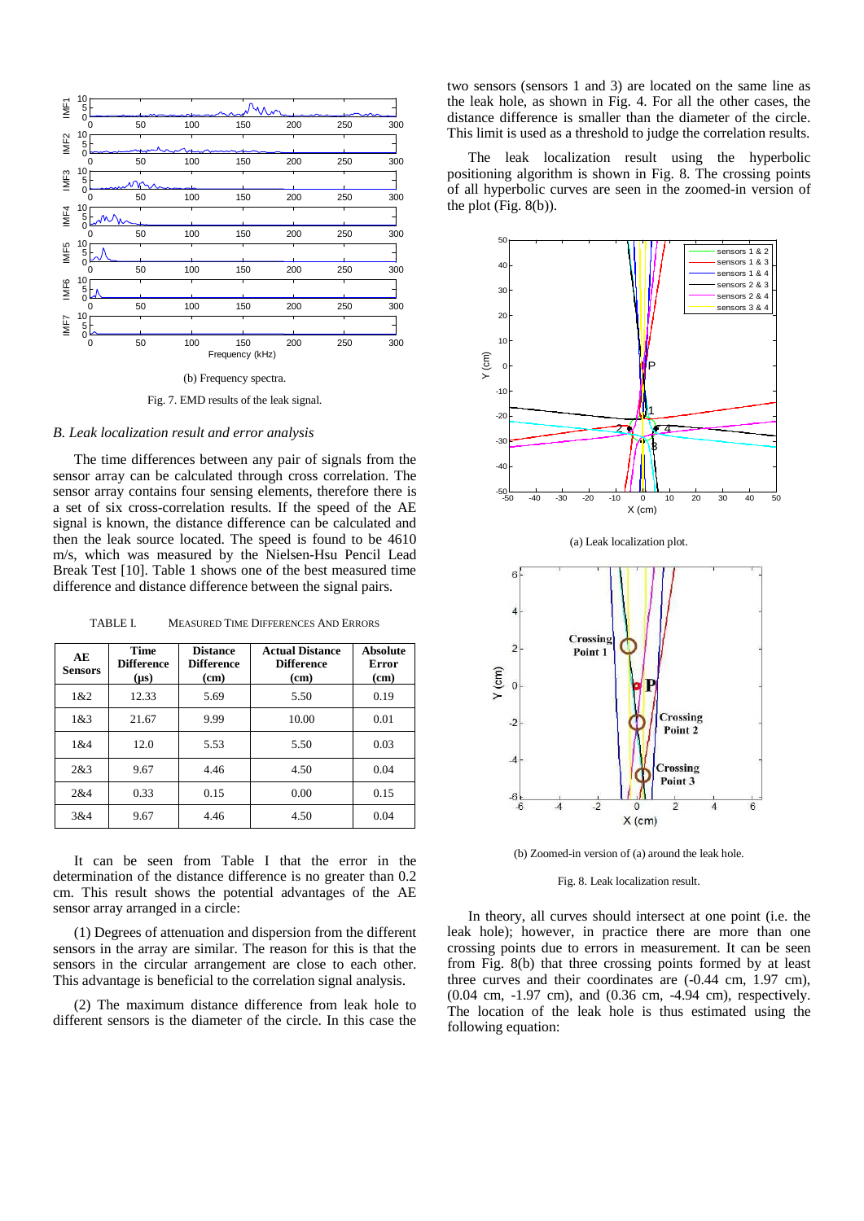(b) Frequency spectra.

Fig. 7. EMD results of the leak signal.

## B. Leak localization result and error analysis

The time differences between any pair of signals from the sensor array can be calculated through cross correlation. The sensor array contains four sensing elements, therefore there is a set of six cross-correlation results. If the speed of the AE signal is known, the distance difference can be calculated and then the leak source located. The speed is found to be 4610 m/s, which was measured by the Nielsen-Hsu Pencil Lead Break Test [10]. Table 1 shows one of the best measured time difference and distance difference between the signal pairs.

TABLE I. MEASURED TIME DIFFERENCES AND ERRORS

| AE Sensors | Time Difference (μs) | Distance Difference (cm) | Actual Distance Difference (cm) | Absolute Error (cm) |
|---|---|---|---|---|
| 1&2 | 12.33 | 5.69 | 5.50 | 0.19 |
| 1&3 | 21.67 | 9.99 | 10.00 | 0.01 |
| 1&4 | 12.0 | 5.53 | 5.50 | 0.03 |
| 2&3 | 9.67 | 4.46 | 4.50 | 0.04 |
| 2&4 | 0.33 | 0.15 | 0.00 | 0.15 |
| 3&4 | 9.67 | 4.46 | 4.50 | 0.04 |

It can be seen from Table I that the error in the determination of the distance difference is no greater than 0.2 cm. This result shows the potential advantages of the AE sensor array arranged in a circle:

(1) Degrees of attenuation and dispersion from the different sensors in the array are similar. The reason for this is that the sensors in the circular arrangement are close to each other. This advantage is beneficial to the correlation signal analysis.

(2) The maximum distance difference from leak hole to different sensors is the diameter of the circle. In this case the two sensors (sensors 1 and 3) are located on the same line as the leak hole, as shown in Fig. 4. For all the other cases, the distance difference is smaller than the diameter of the circle. This limit is used as a threshold to judge the correlation results.

The leak localization result using the hyperbolic positioning algorithm is shown in Fig. 8. The crossing points of all hyperbolic curves are seen in the zoomed-in version of the plot (Fig. 8(b)).

(a) Leak localization plot.

(b) Zoomed-in version of (a) around the leak hole.

Fig. 8. Leak localization result.

In theory, all curves should intersect at one point (i.e. the leak hole); however, in practice there are more than one crossing points due to errors in measurement. It can be seen from Fig. 8(b) that three crossing points formed by at least three curves and their coordinates are (-0.44 cm, 1.97 cm), (0.04 cm, -1.97 cm), and (0.36 cm, -4.94 cm), respectively. The location of the leak hole is thus estimated using the following equation: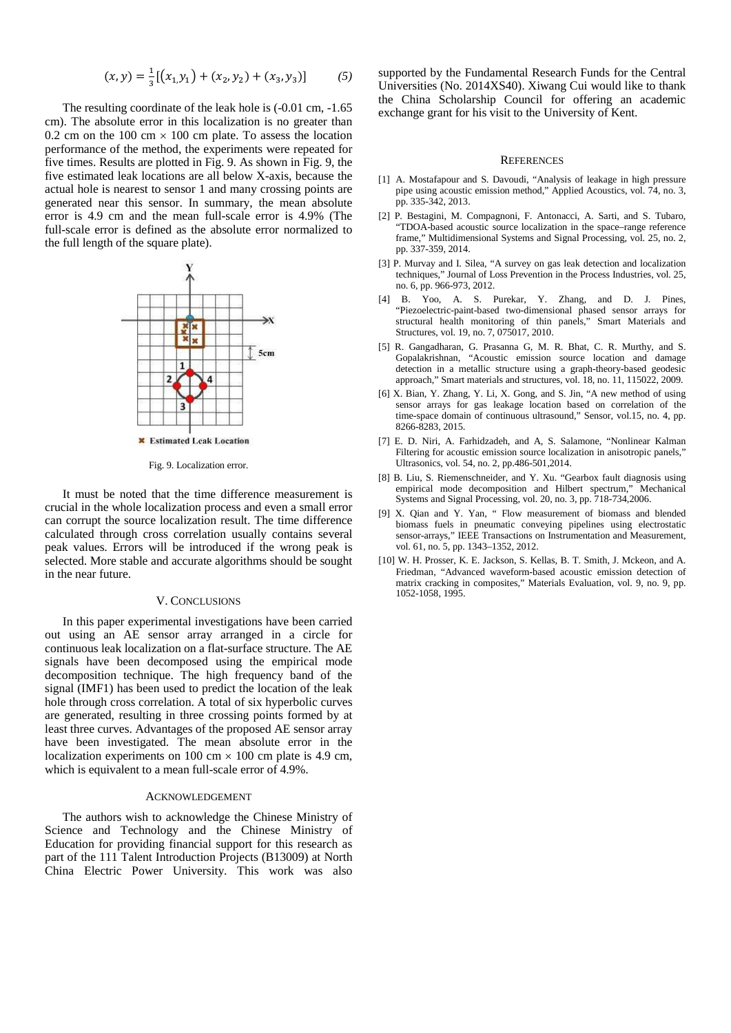$$(x, y) = \frac{1}{3}[(x_1, y_1) + (x_2, y_2) + (x_3, y_3)] \qquad (5)$$

The resulting coordinate of the leak hole is (-0.01 cm, -1.65 cm). The absolute error in this localization is no greater than 0.2 cm on the 100 cm × 100 cm plate. To assess the location performance of the method, the experiments were repeated for five times. Results are plotted in Fig. 9. As shown in Fig. 9, the five estimated leak locations are all below X-axis, because the actual hole is nearest to sensor 1 and many crossing points are generated near this sensor. In summary, the mean absolute error is 4.9 cm and the mean full-scale error is 4.9% (The full-scale error is defined as the absolute error normalized to the full length of the square plate).

Y
X
5cm
1
2
4
3
Estimated Leak Location

Fig. 9. Localization error.

It must be noted that the time difference measurement is crucial in the whole localization process and even a small error can corrupt the source localization result. The time difference calculated through cross correlation usually contains several peak values. Errors will be introduced if the wrong peak is selected. More stable and accurate algorithms should be sought in the near future.

## V. Conclusions

In this paper experimental investigations have been carried out using an AE sensor array arranged in a circle for continuous leak localization on a flat-surface structure. The AE signals have been decomposed using the empirical mode decomposition technique. The high frequency band of the signal (IMF1) has been used to predict the location of the leak hole through cross correlation. A total of six hyperbolic curves are generated, resulting in three crossing points formed by at least three curves. Advantages of the proposed AE sensor array have been investigated. The mean absolute error in the localization experiments on 100 cm × 100 cm plate is 4.9 cm, which is equivalent to a mean full-scale error of 4.9%.

## Acknowledgement

The authors wish to acknowledge the Chinese Ministry of Science and Technology and the Chinese Ministry of Education for providing financial support for this research as part of the 111 Talent Introduction Projects (B13009) at North China Electric Power University. This work was also supported by the Fundamental Research Funds for the Central Universities (No. 2014XS40). Xiwang Cui would like to thank the China Scholarship Council for offering an academic exchange grant for his visit to the University of Kent.

## References

[1] A. Mostafapour and S. Davoudi, "Analysis of leakage in high pressure pipe using acoustic emission method," Applied Acoustics, vol. 74, no. 3, pp. 335-342, 2013.

[2] P. Bestagini, M. Compagnoni, F. Antonacci, A. Sarti, and S. Tubaro, "TDOA-based acoustic source localization in the space–range reference frame," Multidimensional Systems and Signal Processing, vol. 25, no. 2, pp. 337-359, 2014.

[3] P. Murvay and I. Silea, "A survey on gas leak detection and localization techniques," Journal of Loss Prevention in the Process Industries, vol. 25, no. 6, pp. 966-973, 2012.

[4] B. Yoo, A. S. Purekar, Y. Zhang, and D. J. Pines, "Piezoelectric-paint-based two-dimensional phased sensor arrays for structural health monitoring of thin panels," Smart Materials and Structures, vol. 19, no. 7, 075017, 2010.

[5] R. Gangadharan, G. Prasanna G, M. R. Bhat, C. R. Murthy, and S. Gopalakrishnan, "Acoustic emission source location and damage detection in a metallic structure using a graph-theory-based geodesic approach," Smart materials and structures, vol. 18, no. 11, 115022, 2009.

[6] X. Bian, Y. Zhang, Y. Li, X. Gong, and S. Jin, "A new method of using sensor arrays for gas leakage location based on correlation of the time-space domain of continuous ultrasound," Sensor, vol.15, no. 4, pp. 8266-8283, 2015.

[7] E. D. Niri, A. Farhidzadeh, and A, S. Salamone, "Nonlinear Kalman Filtering for acoustic emission source localization in anisotropic panels," Ultrasonics, vol. 54, no. 2, pp.486-501,2014.

[8] B. Liu, S. Riemenschneider, and Y. Xu. "Gearbox fault diagnosis using empirical mode decomposition and Hilbert spectrum," Mechanical Systems and Signal Processing, vol. 20, no. 3, pp. 718-734,2006.

[9] X. Qian and Y. Yan, " Flow measurement of biomass and blended biomass fuels in pneumatic conveying pipelines using electrostatic sensor-arrays," IEEE Transactions on Instrumentation and Measurement, vol. 61, no. 5, pp. 1343–1352, 2012.

[10] W. H. Prosser, K. E. Jackson, S. Kellas, B. T. Smith, J. Mckeon, and A. Friedman, "Advanced waveform-based acoustic emission detection of matrix cracking in composites," Materials Evaluation, vol. 9, no. 9, pp. 1052-1058, 1995.